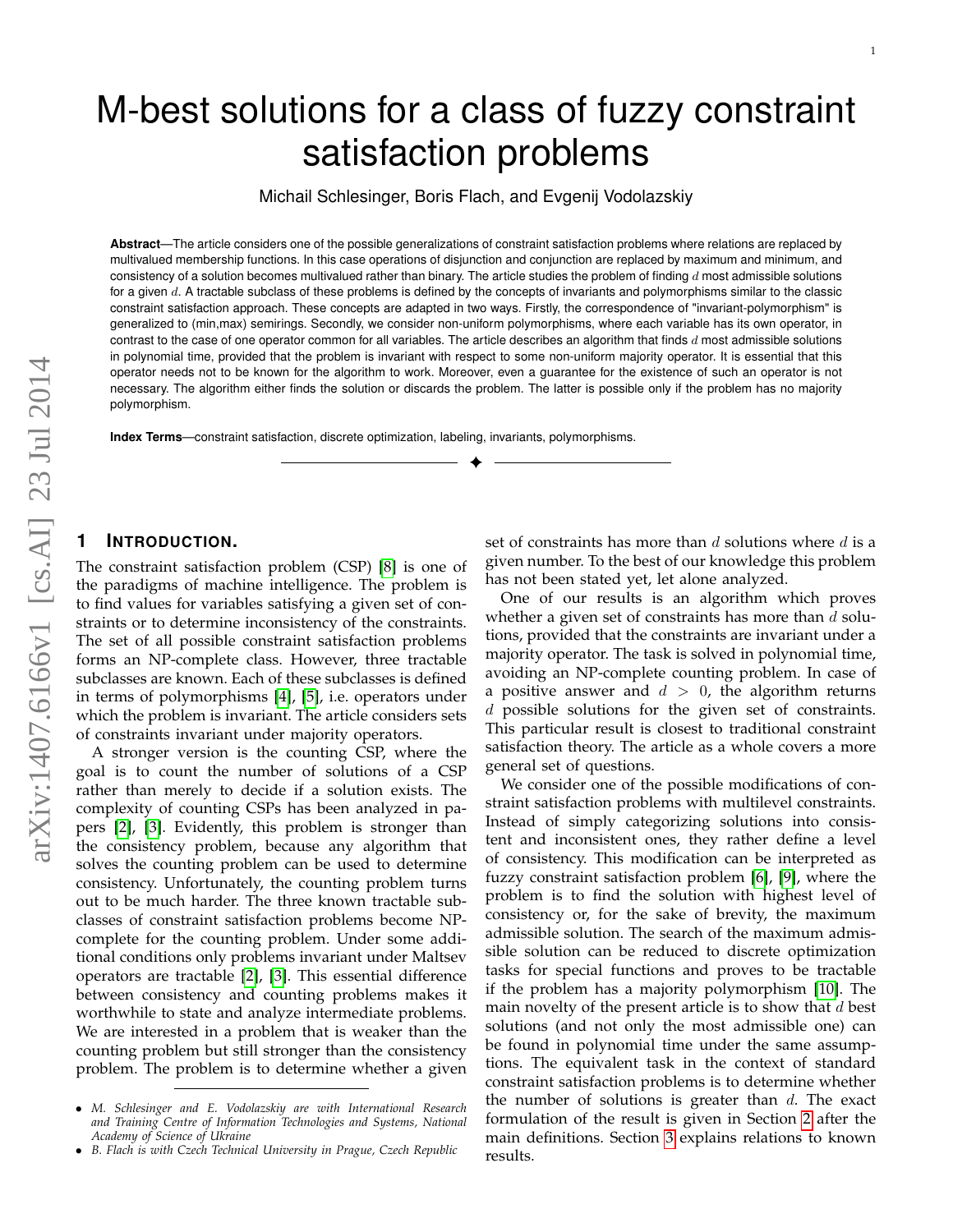# M-best solutions for a class of fuzzy constraint satisfaction problems

Michail Schlesinger, Boris Flach, and Evgenij Vodolazskiy

**Abstract**—The article considers one of the possible generalizations of constraint satisfaction problems where relations are replaced by multivalued membership functions. In this case operations of disjunction and conjunction are replaced by maximum and minimum, and consistency of a solution becomes multivalued rather than binary. The article studies the problem of finding $d$ most admissible solutions for a given $d$. A tractable subclass of these problems is defined by the concepts of invariants and polymorphisms similar to the classic constraint satisfaction approach. These concepts are adapted in two ways. Firstly, the correspondence of "invariant-polymorphism" is generalized to (min,max) semirings. Secondly, we consider non-uniform polymorphisms, where each variable has its own operator, in contrast to the case of one operator common for all variables. The article describes an algorithm that finds $d$ most admissible solutions in polynomial time, provided that the problem is invariant with respect to some non-uniform majority operator. It is essential that this operator needs not to be known for the algorithm to work. Moreover, even a guarantee for the existence of such an operator is not necessary. The algorithm either finds the solution or discards the problem. The latter is possible only if the problem has no majority polymorphism.

**Index Terms**—constraint satisfaction, discrete optimization, labeling, invariants, polymorphisms.

## 1 Introduction.

The constraint satisfaction problem (CSP) [8] is one of the paradigms of machine intelligence. The problem is to find values for variables satisfying a given set of constraints or to determine inconsistency of the constraints. The set of all possible constraint satisfaction problems forms an NP-complete class. However, three tractable subclasses are known. Each of these subclasses is defined in terms of polymorphisms [4], [5], i.e. operators under which the problem is invariant. The article considers sets of constraints invariant under majority operators.

A stronger version is the counting CSP, where the goal is to count the number of solutions of a CSP rather than merely to decide if a solution exists. The complexity of counting CSPs has been analyzed in papers [2], [3]. Evidently, this problem is stronger than the consistency problem, because any algorithm that solves the counting problem can be used to determine consistency. Unfortunately, the counting problem turns out to be much harder. The three known tractable subclasses of constraint satisfaction problems become NP-complete for the counting problem. Under some additional conditions only problems invariant under Maltsev operators are tractable [2], [3]. This essential difference between consistency and counting problems makes it worthwhile to state and analyze intermediate problems. We are interested in a problem that is weaker than the counting problem but still stronger than the consistency problem. The problem is to determine whether a given set of constraints has more than $d$ solutions where $d$ is a given number. To the best of our knowledge this problem has not been stated yet, let alone analyzed.

One of our results is an algorithm which proves whether a given set of constraints has more than $d$ solutions, provided that the constraints are invariant under a majority operator. The task is solved in polynomial time, avoiding an NP-complete counting problem. In case of a positive answer and $d > 0$, the algorithm returns $d$ possible solutions for the given set of constraints. This particular result is closest to traditional constraint satisfaction theory. The article as a whole covers a more general set of questions.

We consider one of the possible modifications of constraint satisfaction problems with multilevel constraints. Instead of simply categorizing solutions into consistent and inconsistent ones, they rather define a level of consistency. This modification can be interpreted as fuzzy constraint satisfaction problem [6], [9], where the problem is to find the solution with highest level of consistency or, for the sake of brevity, the maximum admissible solution. The search of the maximum admissible solution can be reduced to discrete optimization tasks for special functions and proves to be tractable if the problem has a majority polymorphism [10]. The main novelty of the present article is to show that $d$ best solutions (and not only the most admissible one) can be found in polynomial time under the same assumptions. The equivalent task in the context of standard constraint satisfaction problems is to determine whether the number of solutions is greater than $d$. The exact formulation of the result is given in Section 2 after the main definitions. Section 3 explains relations to known results.

- *M. Schlesinger and E. Vodolazskiy are with International Research and Training Centre of Information Technologies and Systems, National Academy of Science of Ukraine*
- *B. Flach is with Czech Technical University in Prague, Czech Republic*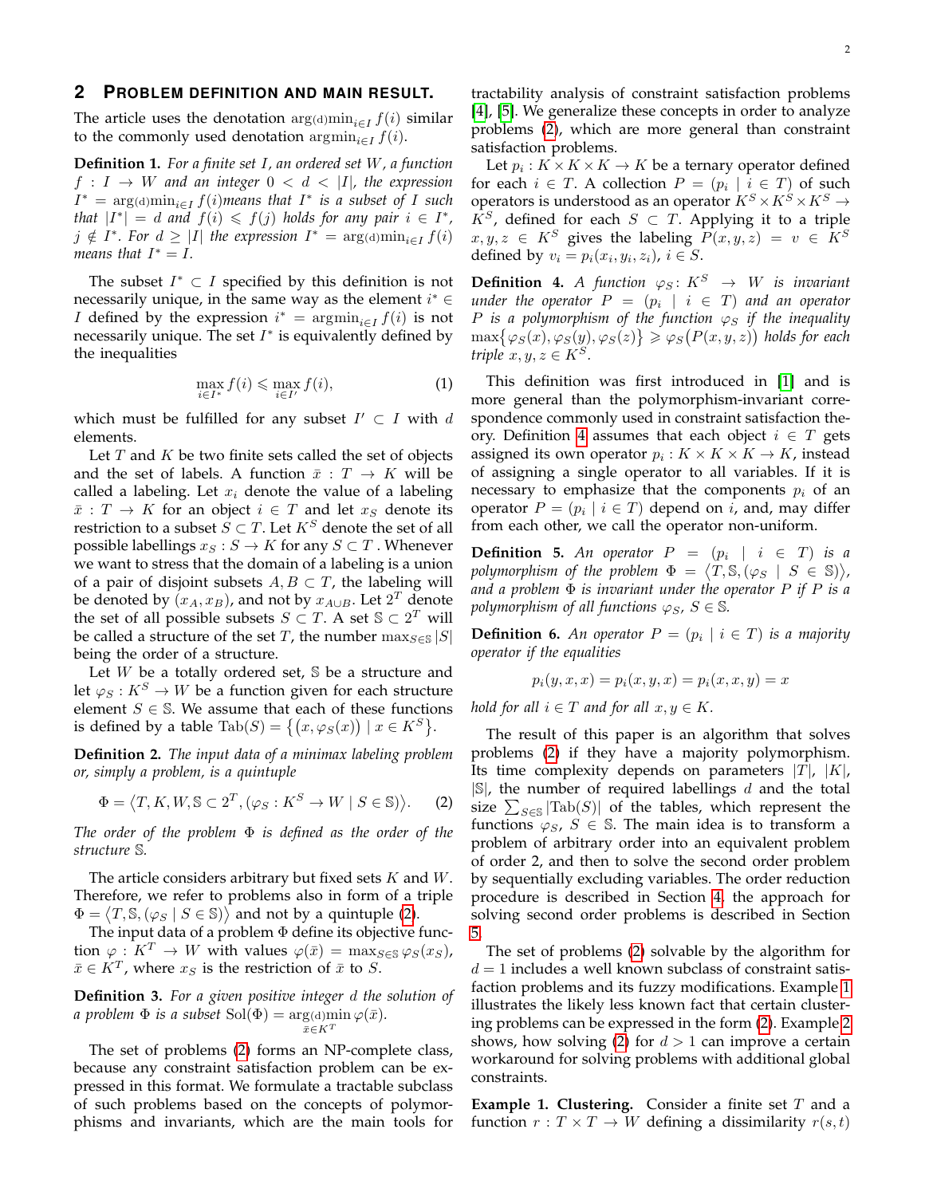## 2 Problem definition and main result.

The article uses the denotation $\arg(\mathrm{d})\min_{i \in I} f(i)$ similar to the commonly used denotation $\mathrm{argmin}_{i \in I} f(i)$.

**Definition 1.** *For a finite set $I$, an ordered set $W$, a function $f : I \to W$ and an integer $0 < d < |I|$, the expression $I^* = \arg(\mathrm{d})\min_{i \in I} f(i)$means that $I^*$ is a subset of $I$ such that $|I^*| = d$ and $f(i) \leqslant f(j)$ holds for any pair $i \in I^*$, $j \notin I^*$. For $d \geq |I|$ the expression $I^* = \arg(\mathrm{d})\min_{i \in I} f(i)$ means that $I^* = I$.*

The subset $I^* \subset I$ specified by this definition is not necessarily unique, in the same way as the element $i^* \in I$ defined by the expression $i^* = \mathrm{argmin}_{i \in I} f(i)$ is not necessarily unique. The set $I^*$ is equivalently defined by the inequalities

$$\max_{i \in I^*} f(i) \leqslant \max_{i \in I'} f(i), \tag{1}$$

which must be fulfilled for any subset $I' \subset I$ with $d$ elements.

Let $T$ and $K$ be two finite sets called the set of objects and the set of labels. A function $\bar{x} : T \to K$ will be called a labeling. Let $x_i$ denote the value of a labeling $\bar{x} : T \to K$ for an object $i \in T$ and let $x_S$ denote its restriction to a subset $S \subset T$. Let $K^S$ denote the set of all possible labellings $x_S : S \to K$ for any $S \subset T$ . Whenever we want to stress that the domain of a labeling is a union of a pair of disjoint subsets $A, B \subset T$, the labeling will be denoted by $(x_A, x_B)$, and not by $x_{A \cup B}$. Let $2^T$ denote the set of all possible subsets $S \subset T$. A set $\mathbb{S} \subset 2^T$ will be called a structure of the set $T$, the number $\max_{S \in \mathbb{S}} |S|$ being the order of a structure.

Let $W$ be a totally ordered set, $\mathbb{S}$ be a structure and let $\varphi_S : K^S \to W$ be a function given for each structure element $S \in \mathbb{S}$. We assume that each of these functions is defined by a table $\mathrm{Tab}(S) = \{(x, \varphi_S(x)) \mid x \in K^S\}$.

**Definition 2.** *The input data of a minimax labeling problem or, simply a problem, is a quintuple*

$$\Phi = \langle T, K, W, \mathbb{S} \subset 2^T, (\varphi_S : K^S \to W \mid S \in \mathbb{S}) \rangle. \tag{2}$$

*The order of the problem $\Phi$ is defined as the order of the structure $\mathbb{S}$.*

The article considers arbitrary but fixed sets $K$ and $W$. Therefore, we refer to problems also in form of a triple $\Phi = \langle T, \mathbb{S}, (\varphi_S \mid S \in \mathbb{S}) \rangle$ and not by a quintuple (2).

The input data of a problem $\Phi$ define its objective function $\varphi : K^T \to W$ with values $\varphi(\bar{x}) = \max_{S \in \mathbb{S}} \varphi_S(x_S)$, $\bar{x} \in K^T$, where $x_S$ is the restriction of $\bar{x}$ to $S$.

**Definition 3.** *For a given positive integer $d$ the solution of a problem $\Phi$ is a subset $\mathrm{Sol}(\Phi) = \arg(\mathrm{d})\min_{\bar{x} \in K^T} \varphi(\bar{x})$.*

The set of problems (2) forms an NP-complete class, because any constraint satisfaction problem can be expressed in this format. We formulate a tractable subclass of such problems based on the concepts of polymorphisms and invariants, which are the main tools for tractability analysis of constraint satisfaction problems [4], [5]. We generalize these concepts in order to analyze problems (2), which are more general than constraint satisfaction problems.

Let $p_i : K \times K \times K \to K$ be a ternary operator defined for each $i \in T$. A collection $P = (p_i \mid i \in T)$ of such operators is understood as an operator $K^S \times K^S \times K^S \to K^S$, defined for each $S \subset T$. Applying it to a triple $x, y, z \in K^S$ gives the labeling $P(x, y, z) = v \in K^S$ defined by $v_i = p_i(x_i, y_i, z_i)$, $i \in S$.

**Definition 4.** *A function $\varphi_S : K^S \to W$ is invariant under the operator $P = (p_i \mid i \in T)$ and an operator $P$ is a polymorphism of the function $\varphi_S$ if the inequality $\max\{\varphi_S(x), \varphi_S(y), \varphi_S(z)\} \geqslant \varphi_S(P(x, y, z))$ holds for each triple $x, y, z \in K^S$.*

This definition was first introduced in [1] and is more general than the polymorphism-invariant correspondence commonly used in constraint satisfaction theory. Definition 4 assumes that each object $i \in T$ gets assigned its own operator $p_i : K \times K \times K \to K$, instead of assigning a single operator to all variables. If it is necessary to emphasize that the components $p_i$ of an operator $P = (p_i \mid i \in T)$ depend on $i$, and, may differ from each other, we call the operator non-uniform.

**Definition 5.** *An operator $P = (p_i \mid i \in T)$ is a polymorphism of the problem $\Phi = \langle T, \mathbb{S}, (\varphi_S \mid S \in \mathbb{S}) \rangle$, and a problem $\Phi$ is invariant under the operator $P$ if $P$ is a polymorphism of all functions $\varphi_S$, $S \in \mathbb{S}$.*

**Definition 6.** *An operator $P = (p_i \mid i \in T)$ is a majority operator if the equalities*

$$p_i(y, x, x) = p_i(x, y, x) = p_i(x, x, y) = x$$

*hold for all $i \in T$ and for all $x, y \in K$.*

The result of this paper is an algorithm that solves problems (2) if they have a majority polymorphism. Its time complexity depends on parameters $|T|$, $|K|$, $|\mathbb{S}|$, the number of required labellings $d$ and the total size $\sum_{S \in \mathbb{S}} |\mathrm{Tab}(S)|$ of the tables, which represent the functions $\varphi_S$, $S \in \mathbb{S}$. The main idea is to transform a problem of arbitrary order into an equivalent problem of order 2, and then to solve the second order problem by sequentially excluding variables. The order reduction procedure is described in Section 4, the approach for solving second order problems is described in Section 5.

The set of problems (2) solvable by the algorithm for $d = 1$ includes a well known subclass of constraint satisfaction problems and its fuzzy modifications. Example 1 illustrates the likely less known fact that certain clustering problems can be expressed in the form (2). Example 2 shows, how solving (2) for $d > 1$ can improve a certain workaround for solving problems with additional global constraints.

**Example 1. Clustering.** Consider a finite set $T$ and a function $r : T \times T \to W$ defining a dissimilarity $r(s, t)$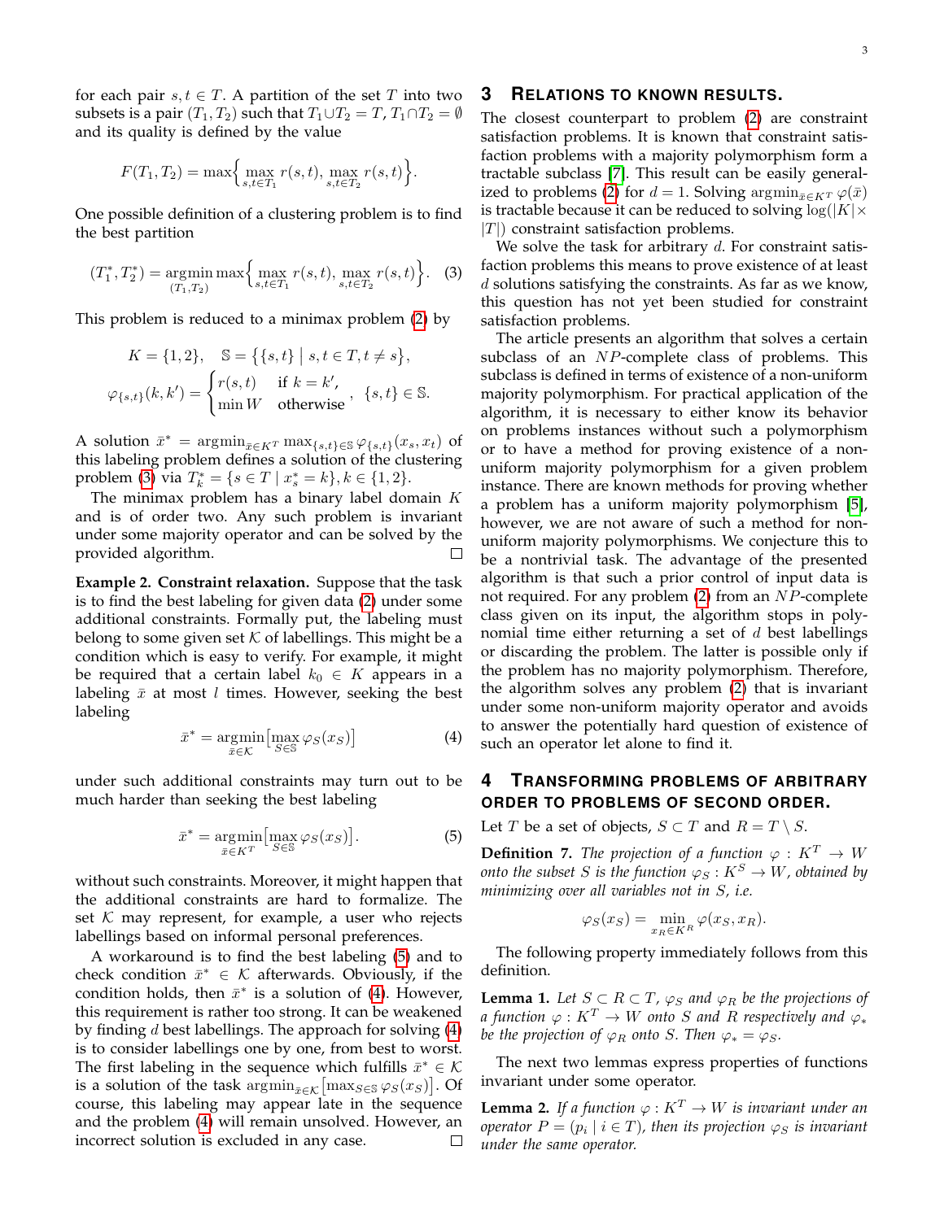for each pair $s, t \in T$. A partition of the set $T$ into two subsets is a pair $(T_1, T_2)$ such that $T_1 \cup T_2 = T$, $T_1 \cap T_2 = \emptyset$ and its quality is defined by the value

$$F(T_1, T_2) = \max\Big\{ \max_{s,t \in T_1} r(s,t),\ \max_{s,t \in T_2} r(s,t) \Big\}.$$

One possible definition of a clustering problem is to find the best partition

$$(T_1^*, T_2^*) = \operatorname*{argmin}_{(T_1, T_2)} \max\Big\{ \max_{s,t \in T_1} r(s,t),\ \max_{s,t \in T_2} r(s,t) \Big\}. \quad (3)$$

This problem is reduced to a minimax problem (2) by

$$K = \{1, 2\}, \quad \mathbb{S} = \big\{ \{s,t\} \mid s,t \in T, t \neq s \big\},$$
$$\varphi_{\{s,t\}}(k, k') = \begin{cases} r(s,t) & \text{if } k = k', \\ \min W & \text{otherwise} \end{cases}, \quad \{s,t\} \in \mathbb{S}.$$

A solution $\bar{x}^* = \operatorname{argmin}_{\bar{x} \in K^T} \max_{\{s,t\} \in \mathbb{S}} \varphi_{\{s,t\}}(x_s, x_t)$ of this labeling problem defines a solution of the clustering problem (3) via $T_k^* = \{ s \in T \mid x_s^* = k \}, k \in \{1, 2\}$.

The minimax problem has a binary label domain $K$ and is of order two. Any such problem is invariant under some majority operator and can be solved by the provided algorithm. □

**Example 2. Constraint relaxation.** Suppose that the task is to find the best labeling for given data (2) under some additional constraints. Formally put, the labeling must belong to some given set $\mathcal{K}$ of labellings. This might be a condition which is easy to verify. For example, it might be required that a certain label $k_0 \in K$ appears in a labeling $\bar{x}$ at most $l$ times. However, seeking the best labeling

$$\bar{x}^* = \operatorname*{argmin}_{\bar{x} \in \mathcal{K}} \big[ \max_{S \in \mathbb{S}} \varphi_S(x_S) \big] \quad (4)$$

under such additional constraints may turn out to be much harder than seeking the best labeling

$$\bar{x}^* = \operatorname*{argmin}_{\bar{x} \in K^T} \big[ \max_{S \in \mathbb{S}} \varphi_S(x_S) \big]. \quad (5)$$

without such constraints. Moreover, it might happen that the additional constraints are hard to formalize. The set $\mathcal{K}$ may represent, for example, a user who rejects labellings based on informal personal preferences.

A workaround is to find the best labeling (5) and to check condition $\bar{x}^* \in \mathcal{K}$ afterwards. Obviously, if the condition holds, then $\bar{x}^*$ is a solution of (4). However, this requirement is rather too strong. It can be weakened by finding $d$ best labellings. The approach for solving (4) is to consider labellings one by one, from best to worst. The first labeling in the sequence which fulfills $\bar{x}^* \in \mathcal{K}$ is a solution of the task $\operatorname{argmin}_{\bar{x} \in \mathcal{K}} \big[ \max_{S \in \mathbb{S}} \varphi_S(x_S) \big]$. Of course, this labeling may appear late in the sequence and the problem (4) will remain unsolved. However, an incorrect solution is excluded in any case. □

## 3 Relations to known results.

The closest counterpart to problem (2) are constraint satisfaction problems. It is known that constraint satisfaction problems with a majority polymorphism form a tractable subclass [7]. This result can be easily generalized to problems (2) for $d = 1$. Solving $\operatorname{argmin}_{\bar{x} \in K^T} \varphi(\bar{x})$ is tractable because it can be reduced to solving $\log(|K| \times |T|)$ constraint satisfaction problems.

We solve the task for arbitrary $d$. For constraint satisfaction problems this means to prove existence of at least $d$ solutions satisfying the constraints. As far as we know, this question has not yet been studied for constraint satisfaction problems.

The article presents an algorithm that solves a certain subclass of an $NP$-complete class of problems. This subclass is defined in terms of existence of a non-uniform majority polymorphism. For practical application of the algorithm, it is necessary to either know its behavior on problems instances without such a polymorphism or to have a method for proving existence of a non-uniform majority polymorphism for a given problem instance. There are known methods for proving whether a problem has a uniform majority polymorphism [5], however, we are not aware of such a method for non-uniform majority polymorphisms. We conjecture this to be a nontrivial task. The advantage of the presented algorithm is that such a prior control of input data is not required. For any problem (2) from an $NP$-complete class given on its input, the algorithm stops in polynomial time either returning a set of $d$ best labellings or discarding the problem. The latter is possible only if the problem has no majority polymorphism. Therefore, the algorithm solves any problem (2) that is invariant under some non-uniform majority operator and avoids to answer the potentially hard question of existence of such an operator let alone to find it.

## 4 Transforming problems of arbitrary order to problems of second order.

Let $T$ be a set of objects, $S \subset T$ and $R = T \setminus S$.

**Definition 7.** *The projection of a function $\varphi : K^T \to W$ onto the subset $S$ is the function $\varphi_S : K^S \to W$, obtained by minimizing over all variables not in $S$, i.e.*

$$\varphi_S(x_S) = \min_{x_R \in K^R} \varphi(x_S, x_R).$$

The following property immediately follows from this definition.

**Lemma 1.** *Let $S \subset R \subset T$, $\varphi_S$ and $\varphi_R$ be the projections of a function $\varphi : K^T \to W$ onto $S$ and $R$ respectively and $\varphi_*$ be the projection of $\varphi_R$ onto $S$. Then $\varphi_* = \varphi_S$.*

The next two lemmas express properties of functions invariant under some operator.

**Lemma 2.** *If a function $\varphi : K^T \to W$ is invariant under an operator $P = (p_i \mid i \in T)$, then its projection $\varphi_S$ is invariant under the same operator.*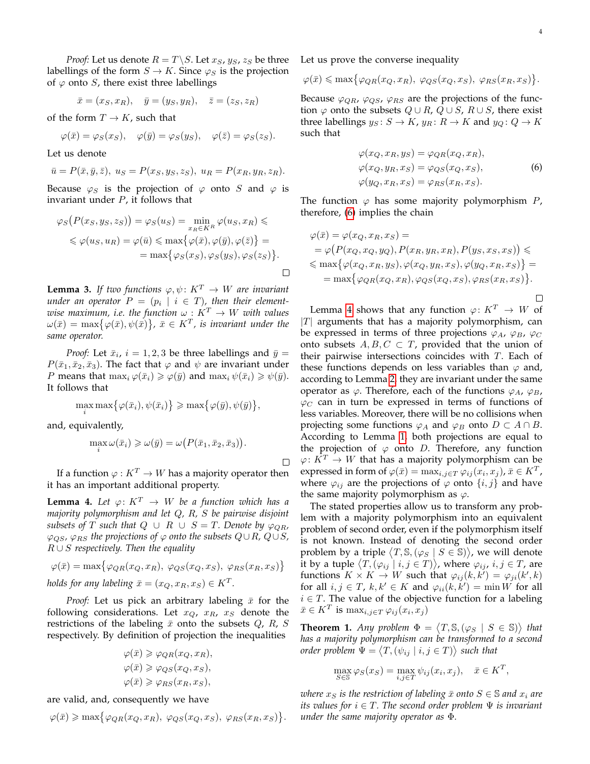*Proof:* Let us denote $R = T\backslash S$. Let $x_S$, $y_S$, $z_S$ be three labellings of the form $S \to K$. Since $\varphi_S$ is the projection of $\varphi$ onto $S$, there exist three labellings

$$\bar{x} = (x_S, x_R), \quad \bar{y} = (y_S, y_R), \quad \bar{z} = (z_S, z_R)$$

of the form $T \to K$, such that

$$\varphi(\bar{x}) = \varphi_S(x_S), \quad \varphi(\bar{y}) = \varphi_S(y_S), \quad \varphi(\bar{z}) = \varphi_S(z_S).$$

Let us denote

$$\bar{u} = P(\bar{x}, \bar{y}, \bar{z}),\ u_S = P(x_S, y_S, z_S),\ u_R = P(x_R, y_R, z_R).$$

Because $\varphi_S$ is the projection of $\varphi$ onto $S$ and $\varphi$ is invariant under $P$, it follows that

$$\begin{aligned}\varphi_S\big(P(x_S, y_S, z_S)\big) &= \varphi_S(u_S) = \min_{x_R \in K^R} \varphi(u_S, x_R) \leqslant \\ &\leqslant \varphi(u_S, u_R) = \varphi(\bar{u}) \leqslant \max\big\{\varphi(\bar{x}), \varphi(\bar{y}), \varphi(\bar{z})\big\} = \\ &= \max\big\{\varphi_S(x_S), \varphi_S(y_S), \varphi_S(z_S)\big\}.\end{aligned}$$

□

**Lemma 3.** *If two functions $\varphi, \psi\colon K^T \to W$ are invariant under an operator $P = (p_i \mid i \in T)$, then their element-wise maximum, i.e. the function $\omega : K^T \to W$ with values $\omega(\bar{x}) = \max\big\{\varphi(\bar{x}), \psi(\bar{x})\big\}$, $\bar{x} \in K^T$, is invariant under the same operator.*

*Proof:* Let $\bar{x}_i$, $i = 1, 2, 3$ be three labellings and $\bar{y} = P(\bar{x}_1, \bar{x}_2, \bar{x}_3)$. The fact that $\varphi$ and $\psi$ are invariant under $P$ means that $\max_i \varphi(\bar{x}_i) \geqslant \varphi(\bar{y})$ and $\max_i \psi(\bar{x}_i) \geqslant \psi(\bar{y})$. It follows that

$$\max_i \max\big\{\varphi(\bar{x}_i), \psi(\bar{x}_i)\big\} \geqslant \max\big\{\varphi(\bar{y}), \psi(\bar{y})\big\},$$

and, equivalently,

$$\max_i \omega(\bar{x}_i) \geqslant \omega(\bar{y}) = \omega\big(P(\bar{x}_1, \bar{x}_2, \bar{x}_3)\big).$$

□

If a function $\varphi : K^T \to W$ has a majority operator then it has an important additional property.

**Lemma 4.** *Let $\varphi\colon K^T \to W$ be a function which has a majority polymorphism and let $Q$, $R$, $S$ be pairwise disjoint subsets of $T$ such that $Q \cup R \cup S = T$. Denote by $\varphi_{QR}$, $\varphi_{QS}$, $\varphi_{RS}$ the projections of $\varphi$ onto the subsets $Q \cup R$, $Q \cup S$, $R \cup S$ respectively. Then the equality*

$$\varphi(\bar{x}) = \max\big\{\varphi_{QR}(x_Q, x_R),\ \varphi_{QS}(x_Q, x_S),\ \varphi_{RS}(x_R, x_S)\big\}$$

*holds for any labeling $\bar{x} = (x_Q, x_R, x_S) \in K^T$.*

*Proof:* Let us pick an arbitrary labeling $\bar{x}$ for the following considerations. Let $x_Q$, $x_R$, $x_S$ denote the restrictions of the labeling $\bar{x}$ onto the subsets $Q$, $R$, $S$ respectively. By definition of projection the inequalities

$$\begin{aligned}\varphi(\bar{x}) &\geqslant \varphi_{QR}(x_Q, x_R),\\ \varphi(\bar{x}) &\geqslant \varphi_{QS}(x_Q, x_S),\\ \varphi(\bar{x}) &\geqslant \varphi_{RS}(x_R, x_S),\end{aligned}$$

are valid, and, consequently we have

$$\varphi(\bar{x}) \geqslant \max\big\{\varphi_{QR}(x_Q, x_R),\ \varphi_{QS}(x_Q, x_S),\ \varphi_{RS}(x_R, x_S)\big\}.$$

Let us prove the converse inequality

$$\varphi(\bar{x}) \leqslant \max\big\{\varphi_{QR}(x_Q, x_R),\ \varphi_{QS}(x_Q, x_S),\ \varphi_{RS}(x_R, x_S)\big\}.$$

Because $\varphi_{QR}$, $\varphi_{QS}$, $\varphi_{RS}$ are the projections of the function $\varphi$ onto the subsets $Q \cup R$, $Q \cup S$, $R \cup S$, there exist three labellings $y_S\colon S \to K$, $y_R\colon R \to K$ and $y_Q\colon Q \to K$ such that

$$\begin{aligned}\varphi(x_Q, x_R, y_S) &= \varphi_{QR}(x_Q, x_R),\\ \varphi(x_Q, y_R, x_S) &= \varphi_{QS}(x_Q, x_S),\\ \varphi(y_Q, x_R, x_S) &= \varphi_{RS}(x_R, x_S).\end{aligned} \tag{6}$$

The function $\varphi$ has some majority polymorphism $P$, therefore, (6) implies the chain

$$\begin{aligned}&\varphi(\bar{x}) = \varphi(x_Q, x_R, x_S) = \\ &= \varphi\big(P(x_Q, x_Q, y_Q), P(x_R, y_R, x_R), P(y_S, x_S, x_S)\big) \leqslant \\ &\leqslant \max\big\{\varphi(x_Q, x_R, y_S), \varphi(x_Q, y_R, x_S), \varphi(y_Q, x_R, x_S)\big\} = \\ &\quad = \max\big\{\varphi_{QR}(x_Q, x_R), \varphi_{QS}(x_Q, x_S), \varphi_{RS}(x_R, x_S)\big\}.\end{aligned}$$

□

Lemma 4 shows that any function $\varphi\colon K^T \to W$ of $|T|$ arguments that has a majority polymorphism, can be expressed in terms of three projections $\varphi_A$, $\varphi_B$, $\varphi_C$ onto subsets $A, B, C \subset T$, provided that the union of their pairwise intersections coincides with $T$. Each of these functions depends on less variables than $\varphi$ and, according to Lemma 2, they are invariant under the same operator as $\varphi$. Therefore, each of the functions $\varphi_A$, $\varphi_B$, $\varphi_C$ can in turn be expressed in terms of functions of less variables. Moreover, there will be no collisions when projecting some functions $\varphi_A$ and $\varphi_B$ onto $D \subset A \cap B$. According to Lemma 1, both projections are equal to the projection of $\varphi$ onto $D$. Therefore, any function $\varphi\colon K^T \to W$ that has a majority polymorphism can be expressed in form of $\varphi(\bar{x}) = \max_{i,j \in T} \varphi_{ij}(x_i, x_j)$, $\bar{x} \in K^T$, where $\varphi_{ij}$ are the projections of $\varphi$ onto $\{i, j\}$ and have the same majority polymorphism as $\varphi$.

The stated properties allow us to transform any problem with a majority polymorphism into an equivalent problem of second order, even if the polymorphism itself is not known. Instead of denoting the second order problem by a triple $\langle T, \mathbb{S}, (\varphi_S \mid S \in \mathbb{S})\rangle$, we will denote it by a tuple $\langle T, (\varphi_{ij} \mid i, j \in T)\rangle$, where $\varphi_{ij}$, $i, j \in T$, are functions $K \times K \to W$ such that $\varphi_{ij}(k, k') = \varphi_{ji}(k', k)$ for all $i, j \in T$, $k, k' \in K$ and $\varphi_{ii}(k, k') = \min W$ for all $i \in T$. The value of the objective function for a labeling $\bar{x} \in K^T$ is $\max_{i,j \in T} \varphi_{ij}(x_i, x_j)$

**Theorem 1.** *Any problem $\Phi = \langle T, \mathbb{S}, (\varphi_S \mid S \in \mathbb{S})\rangle$ that has a majority polymorphism can be transformed to a second order problem $\Psi = \langle T, (\psi_{ij} \mid i, j \in T)\rangle$ such that*

$$\max_{S \in \mathbb{S}} \varphi_S(x_S) = \max_{i,j \in T} \psi_{ij}(x_i, x_j), \quad \bar{x} \in K^T,$$

*where $x_S$ is the restriction of labeling $\bar{x}$ onto $S \in \mathbb{S}$ and $x_i$ are its values for $i \in T$. The second order problem $\Psi$ is invariant under the same majority operator as $\Phi$.*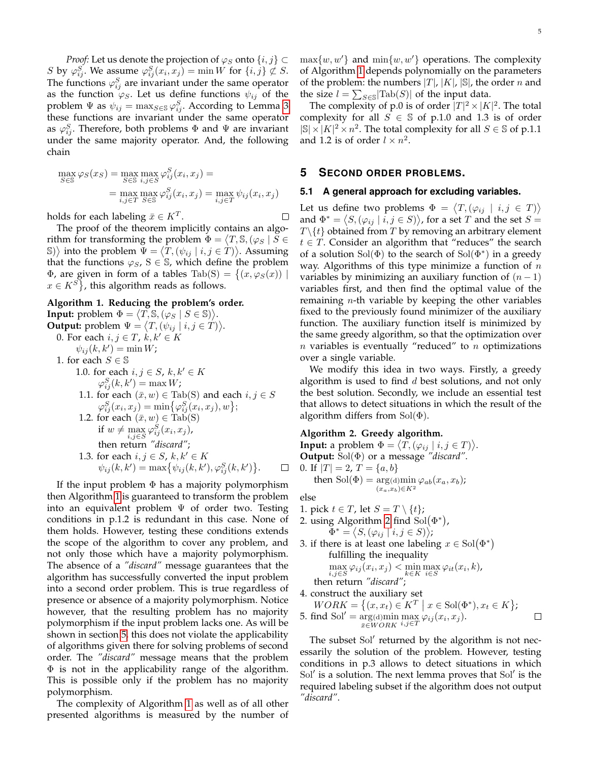*Proof:* Let us denote the projection of $\varphi_S$ onto $\{i,j\} \subset S$ by $\varphi^S_{ij}$. We assume $\varphi^S_{ij}(x_i, x_j) = \min W$ for $\{i,j\} \not\subset S$. The functions $\varphi^S_{ij}$ are invariant under the same operator as the function $\varphi_S$. Let us define functions $\psi_{ij}$ of the problem $\Psi$ as $\psi_{ij} = \max_{S \in \mathbb{S}} \varphi^S_{ij}$. According to Lemma 3 these functions are invariant under the same operator as $\varphi^S_{ij}$. Therefore, both problems $\Phi$ and $\Psi$ are invariant under the same majority operator. And, the following chain

$$
\begin{aligned}
\max_{S \in \mathbb{S}} \varphi_S(x_S) &= \max_{S \in \mathbb{S}} \max_{i,j \in S} \varphi^S_{ij}(x_i, x_j) = \\
&= \max_{i,j \in T} \max_{S \in \mathbb{S}} \varphi^S_{ij}(x_i, x_j) = \max_{i,j \in T} \psi_{ij}(x_i, x_j)
\end{aligned}
$$

holds for each labeling $\bar{x} \in K^T$. □

The proof of the theorem implicitly contains an algorithm for transforming the problem $\Phi = \langle T, \mathbb{S}, (\varphi_S \mid S \in \mathbb{S}) \rangle$ into the problem $\Psi = \langle T, (\psi_{ij} \mid i,j \in T) \rangle$. Assuming that the functions $\varphi_S$, $S \in \mathbb{S}$, which define the problem $\Phi$, are given in form of a tables $\mathrm{Tab(S)} = \{(x, \varphi_S(x)) \mid x \in K^S\}$, this algorithm reads as follows.

**Algorithm 1. Reducing the problem's order.**
**Input:** problem $\Phi = \langle T, \mathbb{S}, (\varphi_S \mid S \in \mathbb{S}) \rangle$.
**Output:** problem $\Psi = \langle T, (\psi_{ij} \mid i,j \in T) \rangle$.

0. For each $i, j \in T$, $k, k' \in K$
   $\psi_{ij}(k, k') = \min W$;
1. for each $S \in \mathbb{S}$
   1.0. for each $i, j \in S$, $k, k' \in K$
   $\varphi^S_{ij}(k, k') = \max W$;
   1.1. for each $(\bar{x}, w) \in \mathrm{Tab(S)}$ and each $i, j \in S$
   $\varphi^S_{ij}(x_i, x_j) = \min\{\varphi^S_{ij}(x_i, x_j), w\}$;
   1.2. for each $(\bar{x}, w) \in \mathrm{Tab(S)}$
   if $w \neq \max_{i,j \in S} \varphi^S_{ij}(x_i, x_j)$,
   then return *"discard"*;
   1.3. for each $i, j \in S$, $k, k' \in K$
   $\psi_{ij}(k, k') = \max\{\psi_{ij}(k, k'), \varphi^S_{ij}(k, k')\}$. □

If the input problem $\Phi$ has a majority polymorphism then Algorithm 1 is guaranteed to transform the problem into an equivalent problem $\Psi$ of order two. Testing conditions in p.1.2 is redundant in this case. None of them holds. However, testing these conditions extends the scope of the algorithm to cover any problem, and not only those which have a majority polymorphism. The absence of a *"discard"* message guarantees that the algorithm has successfully converted the input problem into a second order problem. This is true regardless of presence or absence of a majority polymorphism. Notice however, that the resulting problem has no majority polymorphism if the input problem lacks one. As will be shown in section 5, this does not violate the applicability of algorithms given there for solving problems of second order. The *"discard"* message means that the problem $\Phi$ is not in the applicability range of the algorithm. This is possible only if the problem has no majority polymorphism.

The complexity of Algorithm 1 as well as of all other presented algorithms is measured by the number of $\max\{w, w'\}$ and $\min\{w, w'\}$ operations. The complexity of Algorithm 1 depends polynomially on the parameters of the problem: the numbers $|T|$, $|K|$, $|\mathbb{S}|$, the order $n$ and the size $l = \sum_{S \in \mathbb{S}} |\mathrm{Tab}(S)|$ of the input data.

The complexity of p.0 is of order $|T|^2 \times |K|^2$. The total complexity for all $S \in \mathbb{S}$ of p.1.0 and 1.3 is of order $|\mathbb{S}| \times |K|^2 \times n^2$. The total complexity for all $S \in \mathbb{S}$ of p.1.1 and 1.2 is of order $l \times n^2$.

## 5 Second order problems.

### 5.1 A general approach for excluding variables.

Let us define two problems $\Phi = \langle T, (\varphi_{ij} \mid i,j \in T) \rangle$ and $\Phi^* = \langle S, (\varphi_{ij} \mid i,j \in S) \rangle$, for a set $T$ and the set $S = T \setminus \{t\}$ obtained from $T$ by removing an arbitrary element $t \in T$. Consider an algorithm that "reduces" the search of a solution $\mathrm{Sol}(\Phi)$ to the search of $\mathrm{Sol}(\Phi^*)$ in a greedy way. Algorithms of this type minimize a function of $n$ variables by minimizing an auxiliary function of $(n-1)$ variables first, and then find the optimal value of the remaining $n$-th variable by keeping the other variables fixed to the previously found minimizer of the auxiliary function. The auxiliary function itself is minimized by the same greedy algorithm, so that the optimization over $n$ variables is eventually "reduced" to $n$ optimizations over a single variable.

We modify this idea in two ways. Firstly, a greedy algorithm is used to find $d$ best solutions, and not only the best solution. Secondly, we include an essential test that allows to detect situations in which the result of the algorithm differs from $\mathrm{Sol}(\Phi)$.

**Algorithm 2. Greedy algorithm.**
**Input:** a problem $\Phi = \langle T, (\varphi_{ij} \mid i,j \in T) \rangle$.
**Output:** $\mathrm{Sol}(\Phi)$ or a message *"discard"*.

0. If $|T| = 2$, $T = \{a, b\}$
   then $\mathrm{Sol}(\Phi) = \underset{(x_a, x_b) \in K^2}{\arg(\mathrm{d})\min} \, \varphi_{ab}(x_a, x_b)$;

else

1. pick $t \in T$, let $S = T \setminus \{t\}$;
2. using Algorithm 2 find $\mathrm{Sol}(\Phi^*)$,
   $\Phi^* = \langle S, (\varphi_{ij} \mid i,j \in S) \rangle$;
3. if there is at least one labeling $x \in \mathrm{Sol}(\Phi^*)$ fulfilling the inequality
   $\max_{i,j \in S} \varphi_{ij}(x_i, x_j) < \min_{k \in K} \max_{i \in S} \varphi_{it}(x_i, k)$,
   then return *"discard"*;
4. construct the auxiliary set
   $WORK = \{(x, x_t) \in K^T \mid x \in \mathrm{Sol}(\Phi^*), x_t \in K\}$;
5. find $\mathrm{Sol}' = \underset{\bar{x} \in WORK}{\arg(\mathrm{d})\min} \max_{i,j \in T} \varphi_{ij}(x_i, x_j)$. □

The subset $\mathrm{Sol}'$ returned by the algorithm is not necessarily the solution of the problem. However, testing conditions in p.3 allows to detect situations in which $\mathrm{Sol}'$ is a solution. The next lemma proves that $\mathrm{Sol}'$ is the required labeling subset if the algorithm does not output *"discard"*.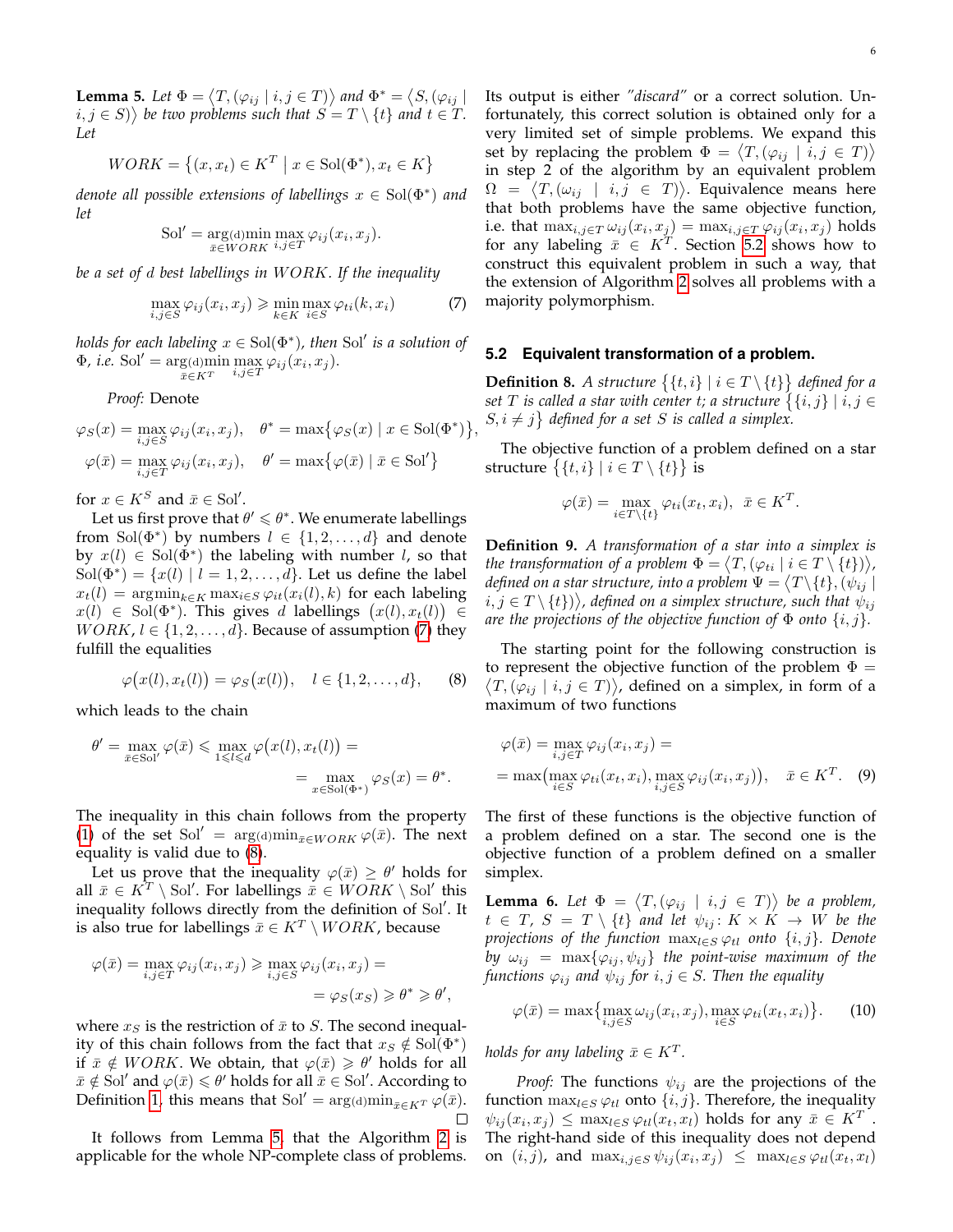**Lemma 5.** *Let $\Phi = \langle T, (\varphi_{ij} \mid i,j \in T)\rangle$ and $\Phi^* = \langle S, (\varphi_{ij} \mid i,j \in S)\rangle$ be two problems such that $S = T \setminus \{t\}$ and $t \in T$. Let*

$$WORK = \{(x, x_t) \in K^T \mid x \in \mathrm{Sol}(\Phi^*), x_t \in K\}$$

*denote all possible extensions of labellings $x \in \mathrm{Sol}(\Phi^*)$ and let*

$$\mathrm{Sol}' = \underset{\bar{x} \in WORK}{\arg(\mathrm{d})\min} \max_{i,j \in T} \varphi_{ij}(x_i, x_j).$$

*be a set of $d$ best labellings in $WORK$. If the inequality*

$$\max_{i,j \in S} \varphi_{ij}(x_i, x_j) \geqslant \min_{k \in K} \max_{i \in S} \varphi_{ti}(k, x_i) \tag{7}$$

*holds for each labeling $x \in \mathrm{Sol}(\Phi^*)$, then $\mathrm{Sol}'$ is a solution of $\Phi$, i.e. $\mathrm{Sol}' = \underset{\bar{x} \in K^T}{\arg(\mathrm{d})\min} \max_{i,j \in T} \varphi_{ij}(x_i, x_j)$.*

*Proof:* Denote

$$\varphi_S(x) = \max_{i,j \in S} \varphi_{ij}(x_i, x_j), \quad \theta^* = \max\{\varphi_S(x) \mid x \in \mathrm{Sol}(\Phi^*)\},$$
$$\varphi(\bar{x}) = \max_{i,j \in T} \varphi_{ij}(x_i, x_j), \quad \theta' = \max\{\varphi(\bar{x}) \mid \bar{x} \in \mathrm{Sol}'\}$$

for $x \in K^S$ and $\bar{x} \in \mathrm{Sol}'$.

Let us first prove that $\theta' \leqslant \theta^*$. We enumerate labellings from $\mathrm{Sol}(\Phi^*)$ by numbers $l \in \{1, 2, \ldots, d\}$ and denote by $x(l) \in \mathrm{Sol}(\Phi^*)$ the labeling with number $l$, so that $\mathrm{Sol}(\Phi^*) = \{x(l) \mid l = 1, 2, \ldots, d\}$. Let us define the label $x_t(l) = \mathrm{argmin}_{k \in K} \max_{i \in S} \varphi_{it}(x_i(l), k)$ for each labeling $x(l) \in \mathrm{Sol}(\Phi^*)$. This gives $d$ labellings $(x(l), x_t(l)) \in WORK$, $l \in \{1, 2, \ldots, d\}$. Because of assumption (7) they fulfill the equalities

$$\varphi(x(l), x_t(l)) = \varphi_S(x(l)), \quad l \in \{1, 2, \ldots, d\}, \tag{8}$$

which leads to the chain

$$\theta' = \max_{\bar{x} \in \mathrm{Sol}'} \varphi(\bar{x}) \leqslant \max_{1 \leqslant l \leqslant d} \varphi(x(l), x_t(l)) = \\ = \max_{x \in \mathrm{Sol}(\Phi^*)} \varphi_S(x) = \theta^*.$$

The inequality in this chain follows from the property (1) of the set $\mathrm{Sol}' = \arg(\mathrm{d})\min_{\bar{x} \in WORK} \varphi(\bar{x})$. The next equality is valid due to (8).

Let us prove that the inequality $\varphi(\bar{x}) \geq \theta'$ holds for all $\bar{x} \in K^T \setminus \mathrm{Sol}'$. For labellings $\bar{x} \in WORK \setminus \mathrm{Sol}'$ this inequality follows directly from the definition of $\mathrm{Sol}'$. It is also true for labellings $\bar{x} \in K^T \setminus WORK$, because

$$\varphi(\bar{x}) = \max_{i,j \in T} \varphi_{ij}(x_i, x_j) \geqslant \max_{i,j \in S} \varphi_{ij}(x_i, x_j) = \\ = \varphi_S(x_S) \geqslant \theta^* \geqslant \theta',$$

where $x_S$ is the restriction of $\bar{x}$ to $S$. The second inequality of this chain follows from the fact that $x_S \notin \mathrm{Sol}(\Phi^*)$ if $\bar{x} \notin WORK$. We obtain, that $\varphi(\bar{x}) \geqslant \theta'$ holds for all $\bar{x} \notin \mathrm{Sol}'$ and $\varphi(\bar{x}) \leqslant \theta'$ holds for all $\bar{x} \in \mathrm{Sol}'$. According to Definition 1, this means that $\mathrm{Sol}' = \arg(\mathrm{d})\min_{\bar{x} \in K^T} \varphi(\bar{x})$. $\square$

It follows from Lemma 5, that the Algorithm 2 is applicable for the whole NP-complete class of problems. Its output is either *"discard"* or a correct solution. Unfortunately, this correct solution is obtained only for a very limited set of simple problems. We expand this set by replacing the problem $\Phi = \langle T, (\varphi_{ij} \mid i,j \in T)\rangle$ in step 2 of the algorithm by an equivalent problem $\Omega = \langle T, (\omega_{ij} \mid i,j \in T)\rangle$. Equivalence means here that both problems have the same objective function, i.e. that $\max_{i,j \in T} \omega_{ij}(x_i, x_j) = \max_{i,j \in T} \varphi_{ij}(x_i, x_j)$ holds for any labeling $\bar{x} \in K^T$. Section 5.2 shows how to construct this equivalent problem in such a way, that the extension of Algorithm 2 solves all problems with a majority polymorphism.

### 5.2 Equivalent transformation of a problem.

**Definition 8.** *A structure $\{\{t,i\} \mid i \in T \setminus \{t\}\}$ defined for a set $T$ is called a star with center $t$; a structure $\{\{i,j\} \mid i,j \in S, i \neq j\}$ defined for a set $S$ is called a simplex.*

The objective function of a problem defined on a star structure $\{\{t,i\} \mid i \in T \setminus \{t\}\}$ is

$$\varphi(\bar{x}) = \max_{i \in T \setminus \{t\}} \varphi_{ti}(x_t, x_i), \ \ \bar{x} \in K^T.$$

**Definition 9.** *A transformation of a star into a simplex is the transformation of a problem $\Phi = \langle T, (\varphi_{ti} \mid i \in T \setminus \{t\})\rangle$, defined on a star structure, into a problem $\Psi = \langle T \setminus \{t\}, (\psi_{ij} \mid i,j \in T \setminus \{t\})\rangle$, defined on a simplex structure, such that $\psi_{ij}$ are the projections of the objective function of $\Phi$ onto $\{i,j\}$.*

The starting point for the following construction is to represent the objective function of the problem $\Phi = \langle T, (\varphi_{ij} \mid i,j \in T)\rangle$, defined on a simplex, in form of a maximum of two functions

$$\varphi(\bar{x}) = \max_{i,j \in T} \varphi_{ij}(x_i, x_j) = \\ = \max\big(\max_{i \in S} \varphi_{ti}(x_t, x_i), \max_{i,j \in S} \varphi_{ij}(x_i, x_j)\big), \quad \bar{x} \in K^T. \tag{9}$$

The first of these functions is the objective function of a problem defined on a star. The second one is the objective function of a problem defined on a smaller simplex.

**Lemma 6.** *Let $\Phi = \langle T, (\varphi_{ij} \mid i,j \in T)\rangle$ be a problem, $t \in T$, $S = T \setminus \{t\}$ and let $\psi_{ij} \colon K \times K \to W$ be the projections of the function $\max_{l \in S} \varphi_{tl}$ onto $\{i,j\}$. Denote by $\omega_{ij} = \max\{\varphi_{ij}, \psi_{ij}\}$ the point-wise maximum of the functions $\varphi_{ij}$ and $\psi_{ij}$ for $i,j \in S$. Then the equality*

$$\varphi(\bar{x}) = \max\{\max_{i,j \in S} \omega_{ij}(x_i, x_j), \max_{i \in S} \varphi_{ti}(x_t, x_i)\}. \tag{10}$$

*holds for any labeling $\bar{x} \in K^T$.*

*Proof:* The functions $\psi_{ij}$ are the projections of the function $\max_{l \in S} \varphi_{tl}$ onto $\{i,j\}$. Therefore, the inequality $\psi_{ij}(x_i, x_j) \leq \max_{l \in S} \varphi_{tl}(x_t, x_l)$ holds for any $\bar{x} \in K^T$. The right-hand side of this inequality does not depend on $(i,j)$, and $\max_{i,j \in S} \psi_{ij}(x_i, x_j) \leq \max_{l \in S} \varphi_{tl}(x_t, x_l)$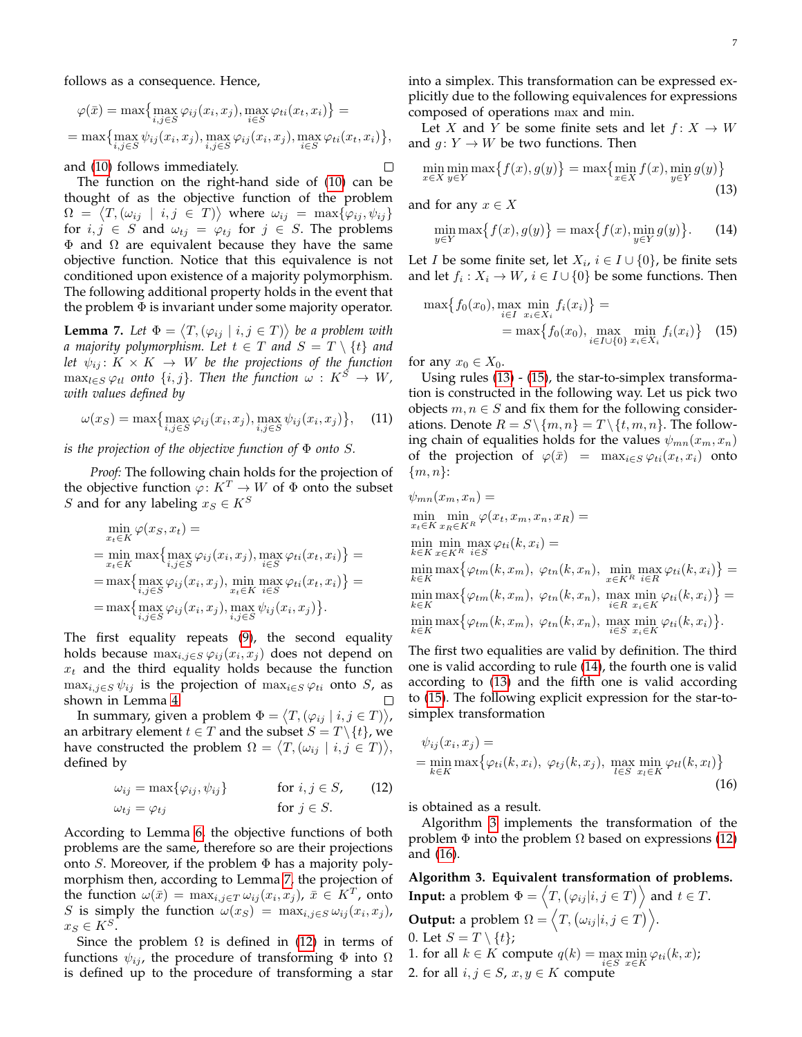follows as a consequence. Hence,

$$\varphi(\bar{x}) = \max\bigl\{\max_{i,j\in S}\varphi_{ij}(x_i,x_j), \max_{i\in S}\varphi_{ti}(x_t,x_i)\bigr\} =$$
$$= \max\bigl\{\max_{i,j\in S}\psi_{ij}(x_i,x_j), \max_{i,j\in S}\varphi_{ij}(x_i,x_j), \max_{i\in S}\varphi_{ti}(x_t,x_i)\bigr\},$$

and (10) follows immediately. □

The function on the right-hand side of (10) can be thought of as the objective function of the problem $\Omega = \langle T, (\omega_{ij} \mid i,j \in T)\rangle$ where $\omega_{ij} = \max\{\varphi_{ij}, \psi_{ij}\}$ for $i, j \in S$ and $\omega_{tj} = \varphi_{tj}$ for $j \in S$. The problems $\Phi$ and $\Omega$ are equivalent because they have the same objective function. Notice that this equivalence is not conditioned upon existence of a majority polymorphism. The following additional property holds in the event that the problem $\Phi$ is invariant under some majority operator.

**Lemma 7.** *Let $\Phi = \langle T, (\varphi_{ij} \mid i,j \in T)\rangle$ be a problem with a majority polymorphism. Let $t \in T$ and $S = T \setminus \{t\}$ and let $\psi_{ij}\colon K \times K \to W$ be the projections of the function $\max_{l\in S}\varphi_{tl}$ onto $\{i,j\}$. Then the function $\omega : K^S \to W$, with values defined by*

$$\omega(x_S) = \max\bigl\{\max_{i,j\in S}\varphi_{ij}(x_i,x_j), \max_{i,j\in S}\psi_{ij}(x_i,x_j)\bigr\}, \quad (11)$$

*is the projection of the objective function of $\Phi$ onto $S$.*

*Proof:* The following chain holds for the projection of the objective function $\varphi\colon K^T \to W$ of $\Phi$ onto the subset $S$ and for any labeling $x_S \in K^S$

$$\min_{x_t\in K}\varphi(x_S,x_t) =$$
$$= \min_{x_t\in K}\max\bigl\{\max_{i,j\in S}\varphi_{ij}(x_i,x_j), \max_{i\in S}\varphi_{ti}(x_t,x_i)\bigr\} =$$
$$= \max\bigl\{\max_{i,j\in S}\varphi_{ij}(x_i,x_j), \min_{x_t\in K}\max_{i\in S}\varphi_{ti}(x_t,x_i)\bigr\} =$$
$$= \max\bigl\{\max_{i,j\in S}\varphi_{ij}(x_i,x_j), \max_{i,j\in S}\psi_{ij}(x_i,x_j)\bigr\}.$$

The first equality repeats (9), the second equality holds because $\max_{i,j\in S}\varphi_{ij}(x_i,x_j)$ does not depend on $x_t$ and the third equality holds because the function $\max_{i,j\in S}\psi_{ij}$ is the projection of $\max_{i\in S}\varphi_{ti}$ onto $S$, as shown in Lemma 4. □

In summary, given a problem $\Phi = \langle T, (\varphi_{ij} \mid i,j \in T)\rangle$, an arbitrary element $t \in T$ and the subset $S = T \setminus \{t\}$, we have constructed the problem $\Omega = \langle T, (\omega_{ij} \mid i,j \in T)\rangle$, defined by

$$\begin{aligned} \omega_{ij} &= \max\{\varphi_{ij}, \psi_{ij}\} && \text{for } i,j \in S, \\ \omega_{tj} &= \varphi_{tj} && \text{for } j \in S. \end{aligned} \quad (12)$$

According to Lemma 6, the objective functions of both problems are the same, therefore so are their projections onto $S$. Moreover, if the problem $\Phi$ has a majority polymorphism then, according to Lemma 7, the projection of the function $\omega(\bar{x}) = \max_{i,j\in T}\omega_{ij}(x_i,x_j)$, $\bar{x} \in K^T$, onto $S$ is simply the function $\omega(x_S) = \max_{i,j\in S}\omega_{ij}(x_i,x_j)$, $x_S \in K^S$.

Since the problem $\Omega$ is defined in (12) in terms of functions $\psi_{ij}$, the procedure of transforming $\Phi$ into $\Omega$ is defined up to the procedure of transforming a star into a simplex. This transformation can be expressed explicitly due to the following equivalences for expressions composed of operations max and min.

Let $X$ and $Y$ be some finite sets and let $f\colon X \to W$ and $g\colon Y \to W$ be two functions. Then

$$\min_{x\in X}\min_{y\in Y}\max\bigl\{f(x),g(y)\bigr\} = \max\bigl\{\min_{x\in X}f(x), \min_{y\in Y}g(y)\bigr\} \quad (13)$$

and for any $x \in X$

$$\min_{y\in Y}\max\bigl\{f(x),g(y)\bigr\} = \max\bigl\{f(x), \min_{y\in Y}g(y)\bigr\}. \quad (14)$$

Let $I$ be some finite set, let $X_i$, $i \in I \cup \{0\}$, be finite sets and let $f_i : X_i \to W$, $i \in I \cup \{0\}$ be some functions. Then

$$\max\bigl\{f_0(x_0), \max_{i\in I}\min_{x_i\in X_i}f_i(x_i)\bigr\} = \max\bigl\{f_0(x_0), \max_{i\in I\cup\{0\}}\min_{x_i\in X_i}f_i(x_i)\bigr\} \quad (15)$$

for any $x_0 \in X_0$.

Using rules (13) - (15), the star-to-simplex transformation is constructed in the following way. Let us pick two objects $m, n \in S$ and fix them for the following considerations. Denote $R = S \setminus \{m,n\} = T \setminus \{t,m,n\}$. The following chain of equalities holds for the values $\psi_{mn}(x_m,x_n)$ of the projection of $\varphi(\bar{x}) = \max_{i\in S}\varphi_{ti}(x_t,x_i)$ onto $\{m,n\}$:

$$\psi_{mn}(x_m,x_n) =$$
$$\min_{x_t\in K}\min_{x_R\in K^R}\varphi(x_t,x_m,x_n,x_R) =$$
$$\min_{k\in K}\min_{x\in K^R}\max_{i\in S}\varphi_{ti}(k,x_i) =$$
$$\min_{k\in K}\max\bigl\{\varphi_{tm}(k,x_m),\ \varphi_{tn}(k,x_n),\ \min_{x\in K^R}\max_{i\in R}\varphi_{ti}(k,x_i)\bigr\} =$$
$$\min_{k\in K}\max\bigl\{\varphi_{tm}(k,x_m),\ \varphi_{tn}(k,x_n),\ \max_{i\in R}\min_{x_i\in K}\varphi_{ti}(k,x_i)\bigr\} =$$
$$\min_{k\in K}\max\bigl\{\varphi_{tm}(k,x_m),\ \varphi_{tn}(k,x_n),\ \max_{i\in S}\min_{x_i\in K}\varphi_{ti}(k,x_i)\bigr\}.$$

The first two equalities are valid by definition. The third one is valid according to rule (14), the fourth one is valid according to (13) and the fifth one is valid according to (15). The following explicit expression for the star-to-simplex transformation

$$\psi_{ij}(x_i,x_j) = \\ = \min_{k\in K}\max\bigl\{\varphi_{ti}(k,x_i),\ \varphi_{tj}(k,x_j),\ \max_{l\in S}\min_{x_l\in K}\varphi_{tl}(k,x_l)\bigr\} \quad (16)$$

is obtained as a result.

Algorithm 3 implements the transformation of the problem $\Phi$ into the problem $\Omega$ based on expressions (12) and (16).

**Algorithm 3. Equivalent transformation of problems.**
**Input:** a problem $\Phi = \Bigl\langle T, \bigl(\varphi_{ij} | i,j \in T\bigr)\Bigr\rangle$ and $t \in T$.
**Output:** a problem $\Omega = \Bigl\langle T, \bigl(\omega_{ij} | i,j \in T\bigr)\Bigr\rangle$.
0. Let $S = T \setminus \{t\}$;
1. for all $k \in K$ compute $q(k) = \max_{i\in S}\min_{x\in K}\varphi_{ti}(k,x)$;
2. for all $i,j \in S$, $x,y \in K$ compute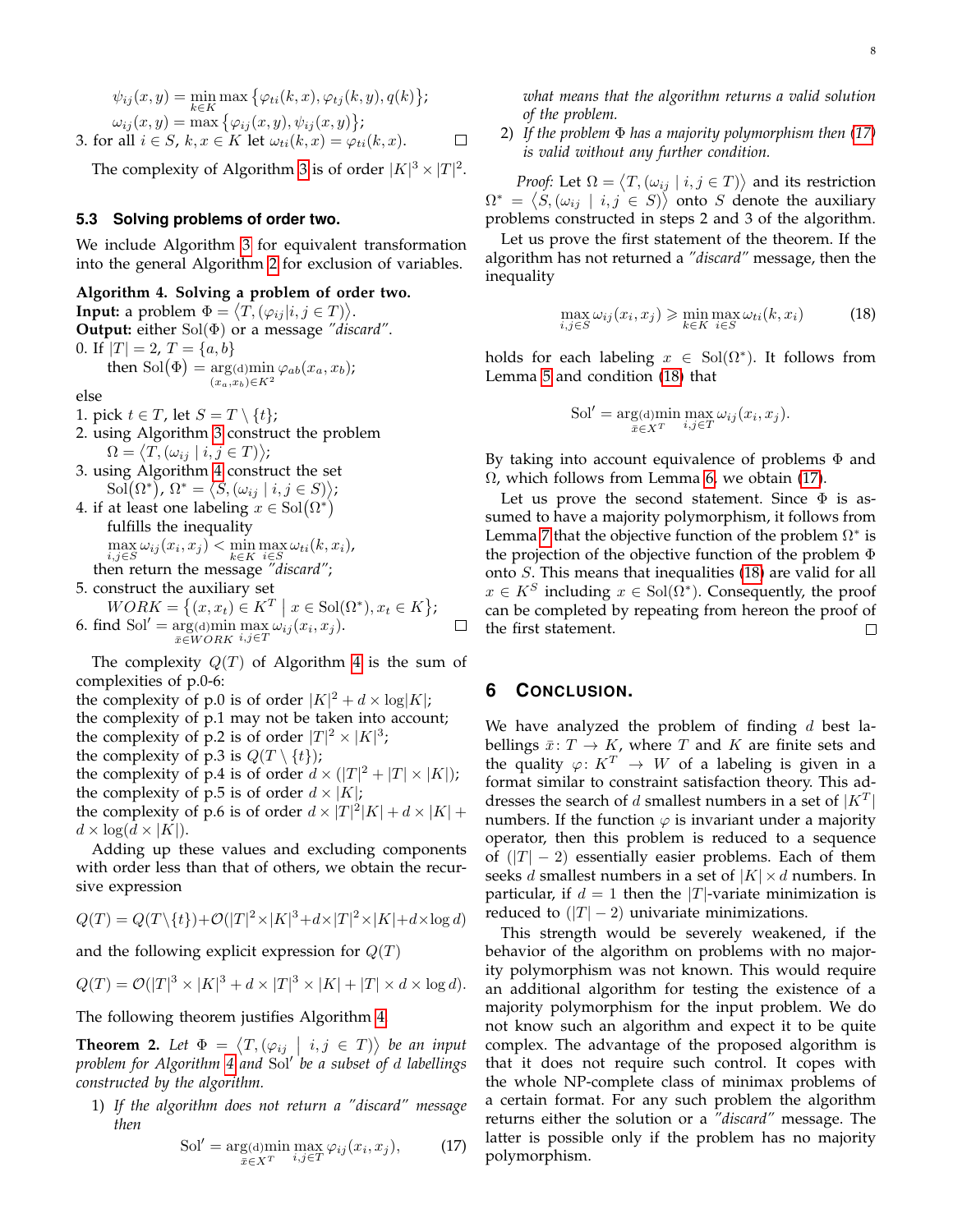$$\psi_{ij}(x,y) = \min_{k \in K} \max\left\{\varphi_{ti}(k,x), \varphi_{tj}(k,y), q(k)\right\};$$

$$\omega_{ij}(x,y) = \max\left\{\varphi_{ij}(x,y), \psi_{ij}(x,y)\right\};$$

3. for all $i \in S$, $k, x \in K$ let $\omega_{ti}(k,x) = \varphi_{ti}(k,x)$. □

The complexity of Algorithm 3 is of order $|K|^3 \times |T|^2$.

### 5.3 Solving problems of order two.

We include Algorithm 3 for equivalent transformation into the general Algorithm 2 for exclusion of variables.

**Algorithm 4. Solving a problem of order two.**
**Input:** a problem $\Phi = \langle T, (\varphi_{ij} | i,j \in T)\rangle$.
**Output:** either $\mathrm{Sol}(\Phi)$ or a message *"discard"*.

0. If $|T| = 2$, $T = \{a, b\}$
   then $\mathrm{Sol}(\Phi) = \operatorname*{arg(d)min}_{(x_a,x_b) \in K^2} \varphi_{ab}(x_a, x_b)$;

else

1. pick $t \in T$, let $S = T \setminus \{t\}$;
2. using Algorithm 3 construct the problem
   $\Omega = \langle T, (\omega_{ij} \mid i,j \in T)\rangle$;
3. using Algorithm 4 construct the set
   $\mathrm{Sol}(\Omega^*)$, $\Omega^* = \langle S, (\omega_{ij} \mid i,j \in S)\rangle$;
4. if at least one labeling $x \in \mathrm{Sol}(\Omega^*)$ fulfills the inequality
   $\max_{i,j \in S} \omega_{ij}(x_i, x_j) < \min_{k \in K} \max_{i \in S} \omega_{ti}(k, x_i)$,
   then return the message *"discard"*;
5. construct the auxiliary set
   $WORK = \left\{(x, x_t) \in K^T \mid x \in \mathrm{Sol}(\Omega^*), x_t \in K\right\}$;
6. find $\mathrm{Sol}' = \operatorname*{arg(d)min}_{\bar{x} \in WORK} \max_{i,j \in T} \omega_{ij}(x_i, x_j)$. □

The complexity $Q(T)$ of Algorithm 4 is the sum of complexities of p.0-6:
the complexity of p.0 is of order $|K|^2 + d \times \log|K|$;
the complexity of p.1 may not be taken into account;
the complexity of p.2 is of order $|T|^2 \times |K|^3$;
the complexity of p.3 is $Q(T \setminus \{t\})$;
the complexity of p.4 is of order $d \times (|T|^2 + |T| \times |K|)$;
the complexity of p.5 is of order $d \times |K|$;
the complexity of p.6 is of order $d \times |T|^2|K| + d \times |K| + d \times \log(d \times |K|)$.

Adding up these values and excluding components with order less than that of others, we obtain the recursive expression

$$Q(T) = Q(T \setminus \{t\}) + \mathcal{O}(|T|^2 \times |K|^3 + d \times |T|^2 \times |K| + d \times \log d)$$

and the following explicit expression for $Q(T)$

$$Q(T) = \mathcal{O}(|T|^3 \times |K|^3 + d \times |T|^3 \times |K| + |T| \times d \times \log d).$$

The following theorem justifies Algorithm 4.

**Theorem 2.** *Let $\Phi = \langle T, (\varphi_{ij} \mid i,j \in T)\rangle$ be an input problem for Algorithm 4 and $\mathrm{Sol}'$ be a subset of $d$ labellings constructed by the algorithm.*

1) *If the algorithm does not return a "discard" message then*

$$\mathrm{Sol}' = \operatorname*{arg(d)min}_{\bar{x} \in X^T} \max_{i,j \in T} \varphi_{ij}(x_i, x_j), \tag{17}$$

*what means that the algorithm returns a valid solution of the problem.*

2) *If the problem $\Phi$ has a majority polymorphism then (17) is valid without any further condition.*

*Proof:* Let $\Omega = \langle T, (\omega_{ij} \mid i,j \in T)\rangle$ and its restriction $\Omega^* = \langle S, (\omega_{ij} \mid i,j \in S)\rangle$ onto $S$ denote the auxiliary problems constructed in steps 2 and 3 of the algorithm.

Let us prove the first statement of the theorem. If the algorithm has not returned a *"discard"* message, then the inequality

$$\max_{i,j \in S} \omega_{ij}(x_i, x_j) \geqslant \min_{k \in K} \max_{i \in S} \omega_{ti}(k, x_i) \tag{18}$$

holds for each labeling $x \in \mathrm{Sol}(\Omega^*)$. It follows from Lemma 5 and condition (18) that

$$\mathrm{Sol}' = \operatorname*{arg(d)min}_{\bar{x} \in X^T} \max_{i,j \in T} \omega_{ij}(x_i, x_j).$$

By taking into account equivalence of problems $\Phi$ and $\Omega$, which follows from Lemma 6, we obtain (17).

Let us prove the second statement. Since $\Phi$ is assumed to have a majority polymorphism, it follows from Lemma 7 that the objective function of the problem $\Omega^*$ is the projection of the objective function of the problem $\Phi$ onto $S$. This means that inequalities (18) are valid for all $x \in K^S$ including $x \in \mathrm{Sol}(\Omega^*)$. Consequently, the proof can be completed by repeating from hereon the proof of the first statement. □

## 6 Conclusion.

We have analyzed the problem of finding $d$ best labellings $\bar{x}\colon T \to K$, where $T$ and $K$ are finite sets and the quality $\varphi\colon K^T \to W$ of a labeling is given in a format similar to constraint satisfaction theory. This addresses the search of $d$ smallest numbers in a set of $|K^T|$ numbers. If the function $\varphi$ is invariant under a majority operator, then this problem is reduced to a sequence of $(|T| - 2)$ essentially easier problems. Each of them seeks $d$ smallest numbers in a set of $|K| \times d$ numbers. In particular, if $d = 1$ then the $|T|$-variate minimization is reduced to $(|T| - 2)$ univariate minimizations.

This strength would be severely weakened, if the behavior of the algorithm on problems with no majority polymorphism was not known. This would require an additional algorithm for testing the existence of a majority polymorphism for the input problem. We do not know such an algorithm and expect it to be quite complex. The advantage of the proposed algorithm is that it does not require such control. It copes with the whole NP-complete class of minimax problems of a certain format. For any such problem the algorithm returns either the solution or a *"discard"* message. The latter is possible only if the problem has no majority polymorphism.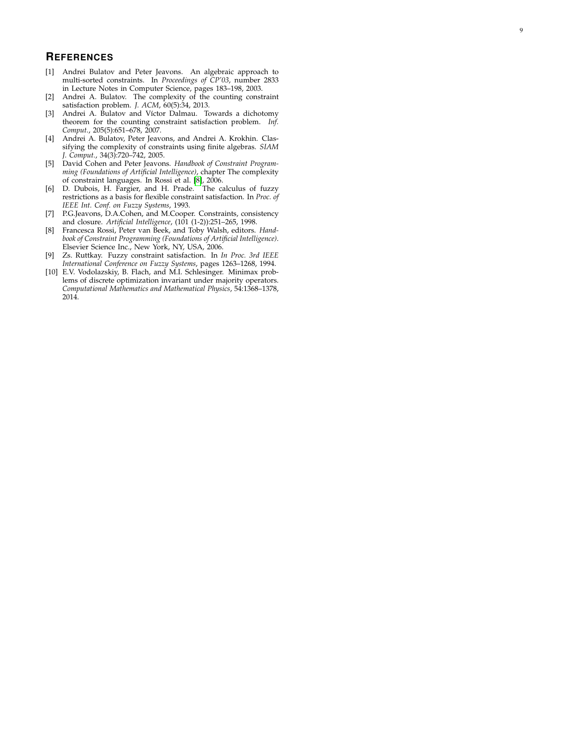## REFERENCES

[1] Andrei Bulatov and Peter Jeavons. An algebraic approach to multi-sorted constraints. In *Proceedings of CP'03*, number 2833 in Lecture Notes in Computer Science, pages 183–198, 2003.

[2] Andrei A. Bulatov. The complexity of the counting constraint satisfaction problem. *J. ACM*, 60(5):34, 2013.

[3] Andrei A. Bulatov and Víctor Dalmau. Towards a dichotomy theorem for the counting constraint satisfaction problem. *Inf. Comput.*, 205(5):651–678, 2007.

[4] Andrei A. Bulatov, Peter Jeavons, and Andrei A. Krokhin. Classifying the complexity of constraints using finite algebras. *SIAM J. Comput.*, 34(3):720–742, 2005.

[5] David Cohen and Peter Jeavons. *Handbook of Constraint Programming (Foundations of Artificial Intelligence)*, chapter The complexity of constraint languages. In Rossi et al. [8], 2006.

[6] D. Dubois, H. Fargier, and H. Prade. The calculus of fuzzy restrictions as a basis for flexible constraint satisfaction. In *Proc. of IEEE Int. Conf. on Fuzzy Systems*, 1993.

[7] P.G.Jeavons, D.A.Cohen, and M.Cooper. Constraints, consistency and closure. *Artificial Intelligence*, (101 (1-2)):251–265, 1998.

[8] Francesca Rossi, Peter van Beek, and Toby Walsh, editors. *Handbook of Constraint Programming (Foundations of Artificial Intelligence)*. Elsevier Science Inc., New York, NY, USA, 2006.

[9] Zs. Ruttkay. Fuzzy constraint satisfaction. In *In Proc. 3rd IEEE International Conference on Fuzzy Systems*, pages 1263–1268, 1994.

[10] E.V. Vodolazskiy, B. Flach, and M.I. Schlesinger. Minimax problems of discrete optimization invariant under majority operators. *Computational Mathematics and Mathematical Physics*, 54:1368–1378, 2014.